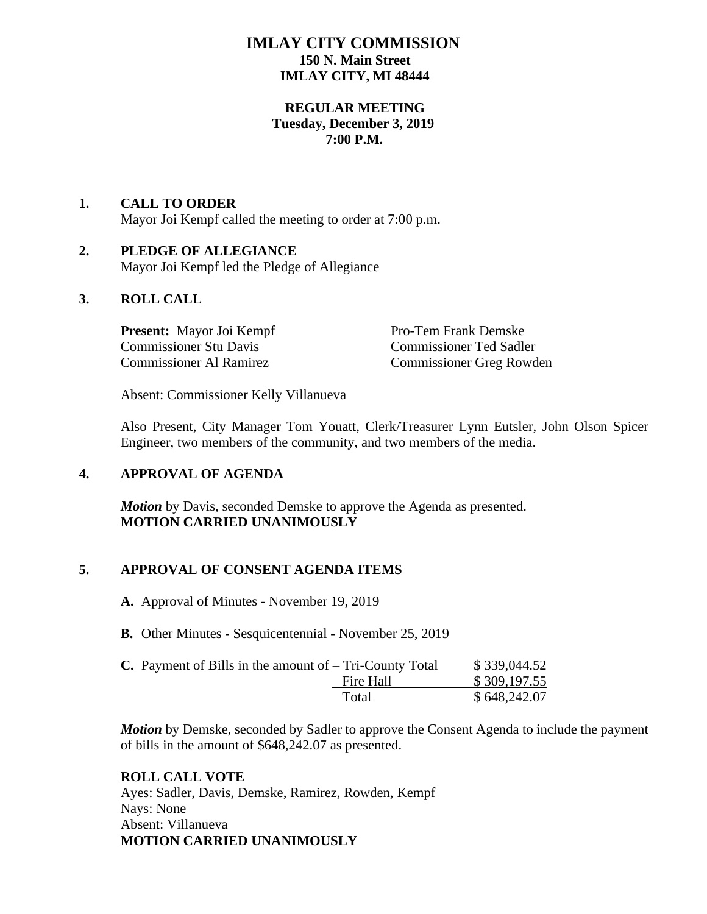# IMLAY CITY COMMISSION
**150 N. Main Street**
**IMLAY CITY, MI 48444**

**REGULAR MEETING**
**Tuesday, December 3, 2019**
**7:00 P.M.**

## 1. CALL TO ORDER

Mayor Joi Kempf called the meeting to order at 7:00 p.m.

## 2. PLEDGE OF ALLEGIANCE

Mayor Joi Kempf led the Pledge of Allegiance

## 3. ROLL CALL

**Present:** Mayor Joi Kempf
Pro-Tem Frank Demske
Commissioner Stu Davis
Commissioner Ted Sadler
Commissioner Al Ramirez
Commissioner Greg Rowden

Absent: Commissioner Kelly Villanueva

Also Present, City Manager Tom Youatt, Clerk/Treasurer Lynn Eutsler, John Olson Spicer Engineer, two members of the community, and two members of the media.

## 4. APPROVAL OF AGENDA

***Motion*** by Davis, seconded Demske to approve the Agenda as presented.
**MOTION CARRIED UNANIMOUSLY**

## 5. APPROVAL OF CONSENT AGENDA ITEMS

**A.** Approval of Minutes - November 19, 2019

**B.** Other Minutes - Sesquicentennial - November 25, 2019

**C.** Payment of Bills in the amount of –

| | |
|---|---|
| Tri-County Total | $ 339,044.52 |
| Fire Hall | $ 309,197.55 |
| Total | $ 648,242.07 |

***Motion*** by Demske, seconded by Sadler to approve the Consent Agenda to include the payment of bills in the amount of $648,242.07 as presented.

**ROLL CALL VOTE**
Ayes: Sadler, Davis, Demske, Ramirez, Rowden, Kempf
Nays: None
Absent: Villanueva
**MOTION CARRIED UNANIMOUSLY**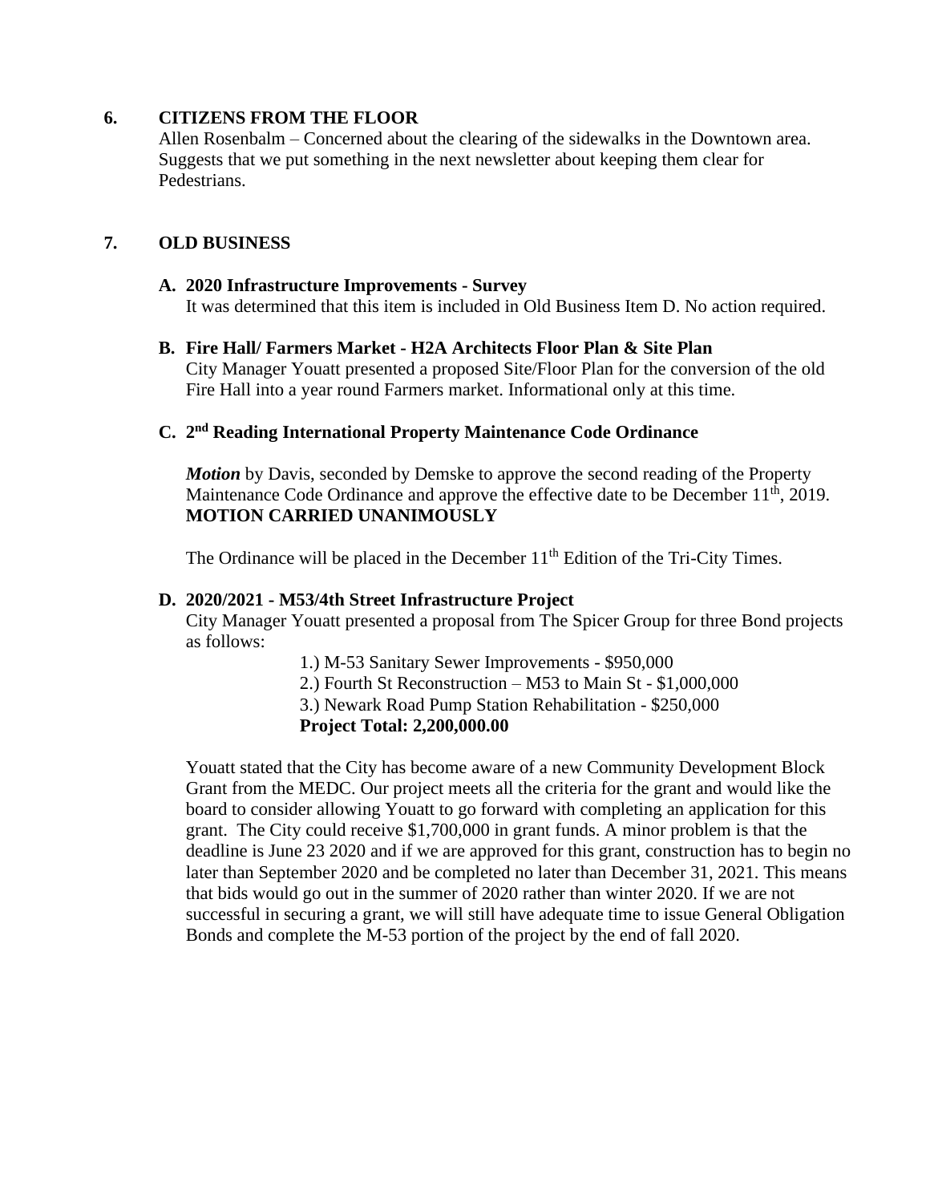## 6. CITIZENS FROM THE FLOOR

Allen Rosenbalm – Concerned about the clearing of the sidewalks in the Downtown area. Suggests that we put something in the next newsletter about keeping them clear for Pedestrians.

## 7. OLD BUSINESS

### A. 2020 Infrastructure Improvements - Survey

It was determined that this item is included in Old Business Item D. No action required.

### B. Fire Hall/ Farmers Market - H2A Architects Floor Plan & Site Plan

City Manager Youatt presented a proposed Site/Floor Plan for the conversion of the old Fire Hall into a year round Farmers market. Informational only at this time.

### C. 2nd Reading International Property Maintenance Code Ordinance

***Motion*** by Davis, seconded by Demske to approve the second reading of the Property Maintenance Code Ordinance and approve the effective date to be December 11th, 2019.
**MOTION CARRIED UNANIMOUSLY**

The Ordinance will be placed in the December 11th Edition of the Tri-City Times.

### D. 2020/2021 - M53/4th Street Infrastructure Project

City Manager Youatt presented a proposal from The Spicer Group for three Bond projects as follows:

1.) M-53 Sanitary Sewer Improvements - $950,000
2.) Fourth St Reconstruction – M53 to Main St - $1,000,000
3.) Newark Road Pump Station Rehabilitation - $250,000
**Project Total: 2,200,000.00**

Youatt stated that the City has become aware of a new Community Development Block Grant from the MEDC. Our project meets all the criteria for the grant and would like the board to consider allowing Youatt to go forward with completing an application for this grant. The City could receive $1,700,000 in grant funds. A minor problem is that the deadline is June 23 2020 and if we are approved for this grant, construction has to begin no later than September 2020 and be completed no later than December 31, 2021. This means that bids would go out in the summer of 2020 rather than winter 2020. If we are not successful in securing a grant, we will still have adequate time to issue General Obligation Bonds and complete the M-53 portion of the project by the end of fall 2020.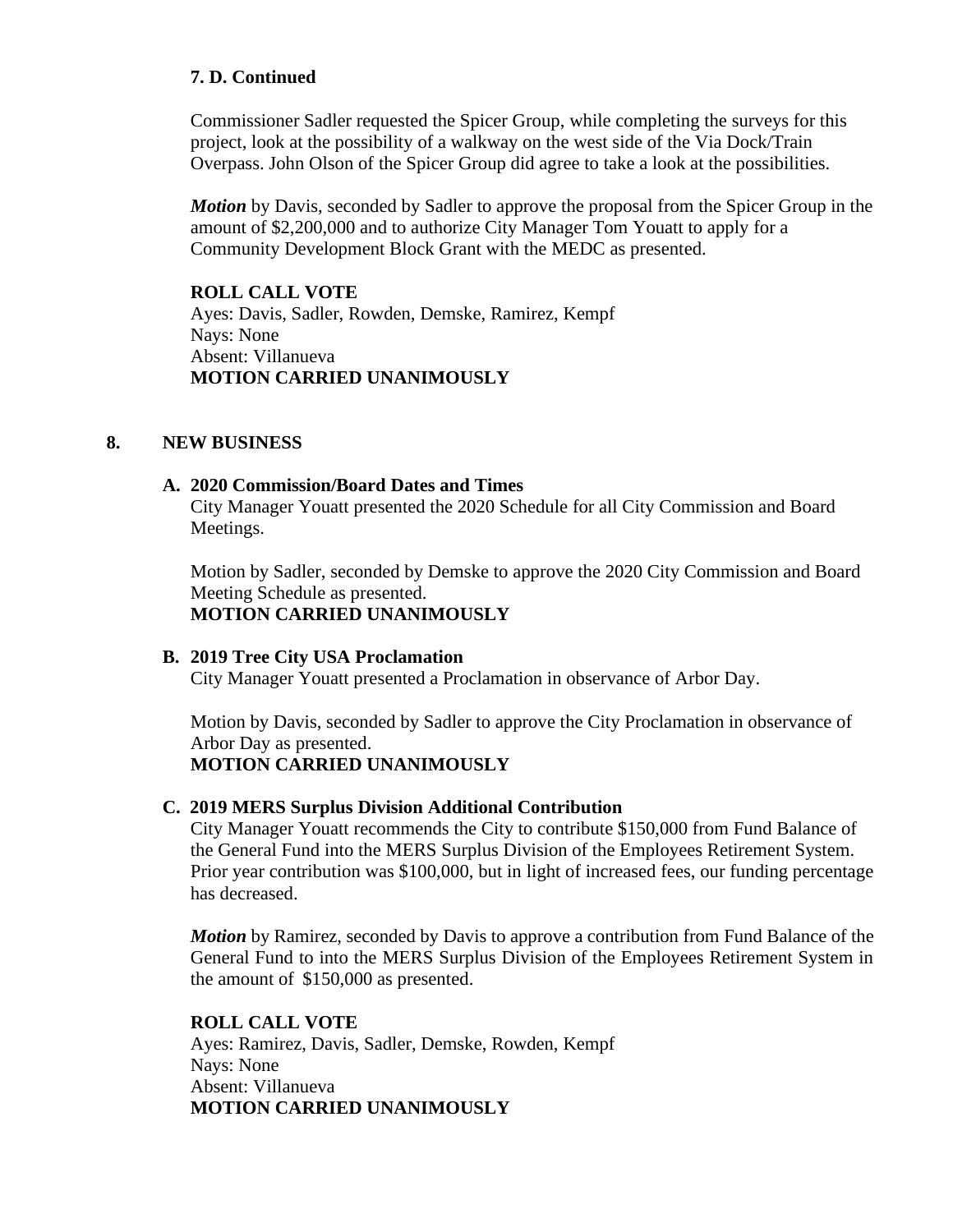**7. D. Continued**

Commissioner Sadler requested the Spicer Group, while completing the surveys for this project, look at the possibility of a walkway on the west side of the Via Dock/Train Overpass. John Olson of the Spicer Group did agree to take a look at the possibilities.

***Motion*** by Davis, seconded by Sadler to approve the proposal from the Spicer Group in the amount of $2,200,000 and to authorize City Manager Tom Youatt to apply for a Community Development Block Grant with the MEDC as presented.

**ROLL CALL VOTE**
Ayes: Davis, Sadler, Rowden, Demske, Ramirez, Kempf
Nays: None
Absent: Villanueva
**MOTION CARRIED UNANIMOUSLY**

## 8. NEW BUSINESS

**A. 2020 Commission/Board Dates and Times**
City Manager Youatt presented the 2020 Schedule for all City Commission and Board Meetings.

Motion by Sadler, seconded by Demske to approve the 2020 City Commission and Board Meeting Schedule as presented.
**MOTION CARRIED UNANIMOUSLY**

**B. 2019 Tree City USA Proclamation**
City Manager Youatt presented a Proclamation in observance of Arbor Day.

Motion by Davis, seconded by Sadler to approve the City Proclamation in observance of Arbor Day as presented.
**MOTION CARRIED UNANIMOUSLY**

**C. 2019 MERS Surplus Division Additional Contribution**
City Manager Youatt recommends the City to contribute $150,000 from Fund Balance of the General Fund into the MERS Surplus Division of the Employees Retirement System. Prior year contribution was $100,000, but in light of increased fees, our funding percentage has decreased.

***Motion*** by Ramirez, seconded by Davis to approve a contribution from Fund Balance of the General Fund to into the MERS Surplus Division of the Employees Retirement System in the amount of $150,000 as presented.

**ROLL CALL VOTE**
Ayes: Ramirez, Davis, Sadler, Demske, Rowden, Kempf
Nays: None
Absent: Villanueva
**MOTION CARRIED UNANIMOUSLY**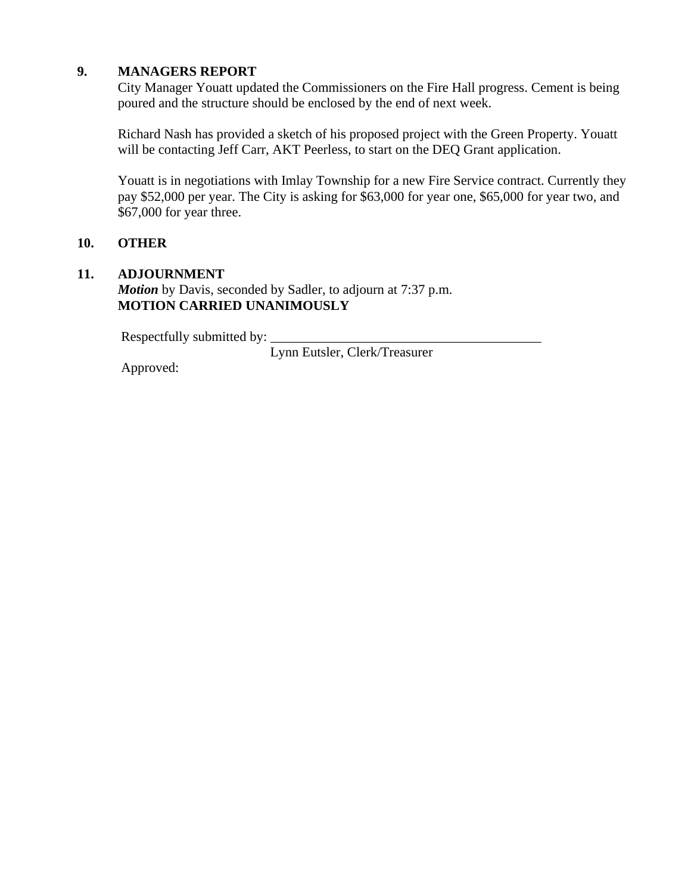**9. MANAGERS REPORT**

City Manager Youatt updated the Commissioners on the Fire Hall progress. Cement is being poured and the structure should be enclosed by the end of next week.

Richard Nash has provided a sketch of his proposed project with the Green Property. Youatt will be contacting Jeff Carr, AKT Peerless, to start on the DEQ Grant application.

Youatt is in negotiations with Imlay Township for a new Fire Service contract. Currently they pay $52,000 per year. The City is asking for $63,000 for year one, $65,000 for year two, and $67,000 for year three.

**10. OTHER**

**11. ADJOURNMENT**

***Motion*** by Davis, seconded by Sadler, to adjourn at 7:37 p.m.
**MOTION CARRIED UNANIMOUSLY**

Respectfully submitted by: ________________________________________

Lynn Eutsler, Clerk/Treasurer

Approved: